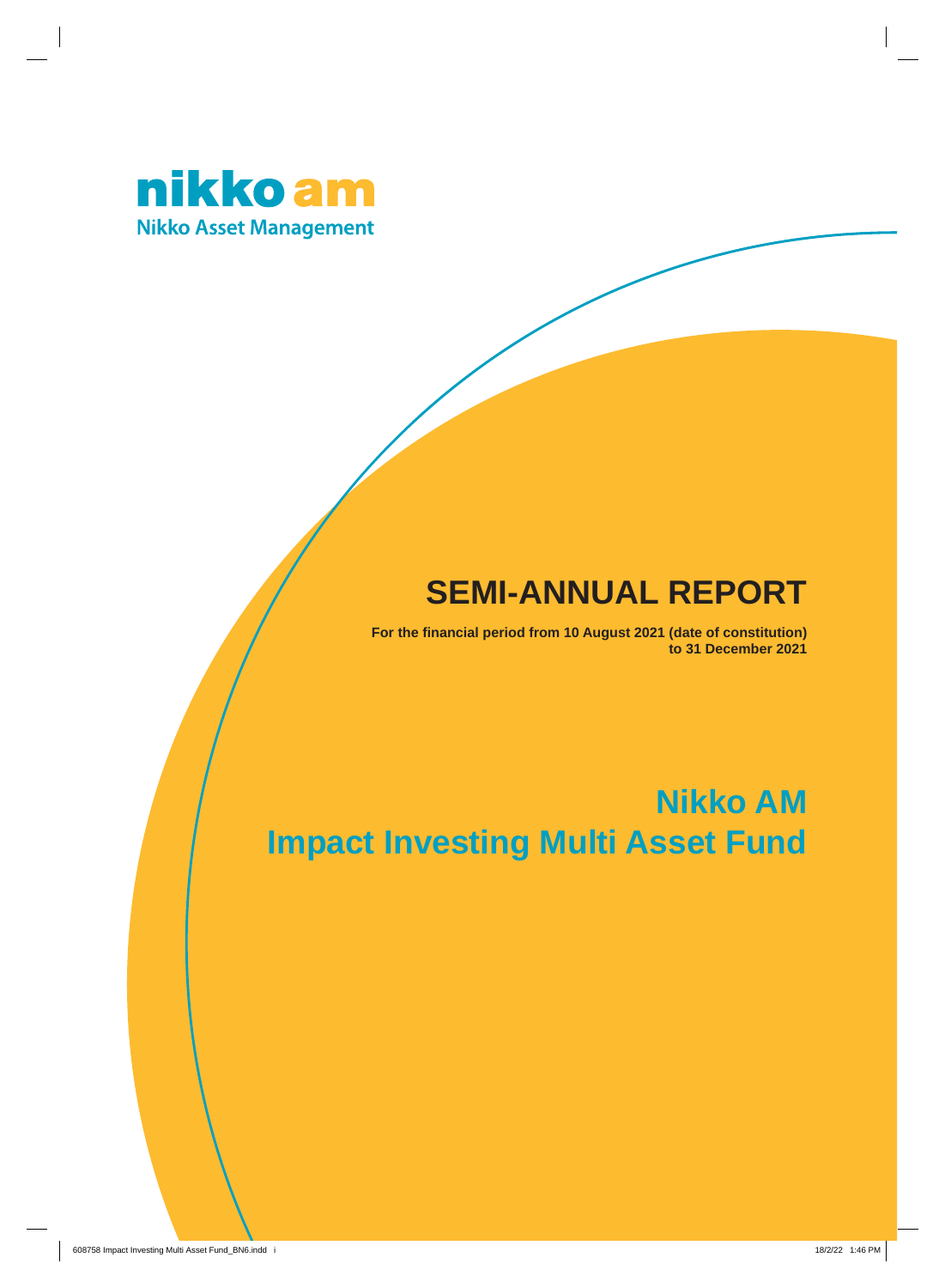nikko am

Nikko Asset Management

# SEMI-ANNUAL REPORT

**For the financial period from 10 August 2021 (date of constitution) to 31 December 2021**

# Nikko AM Impact Investing Multi Asset Fund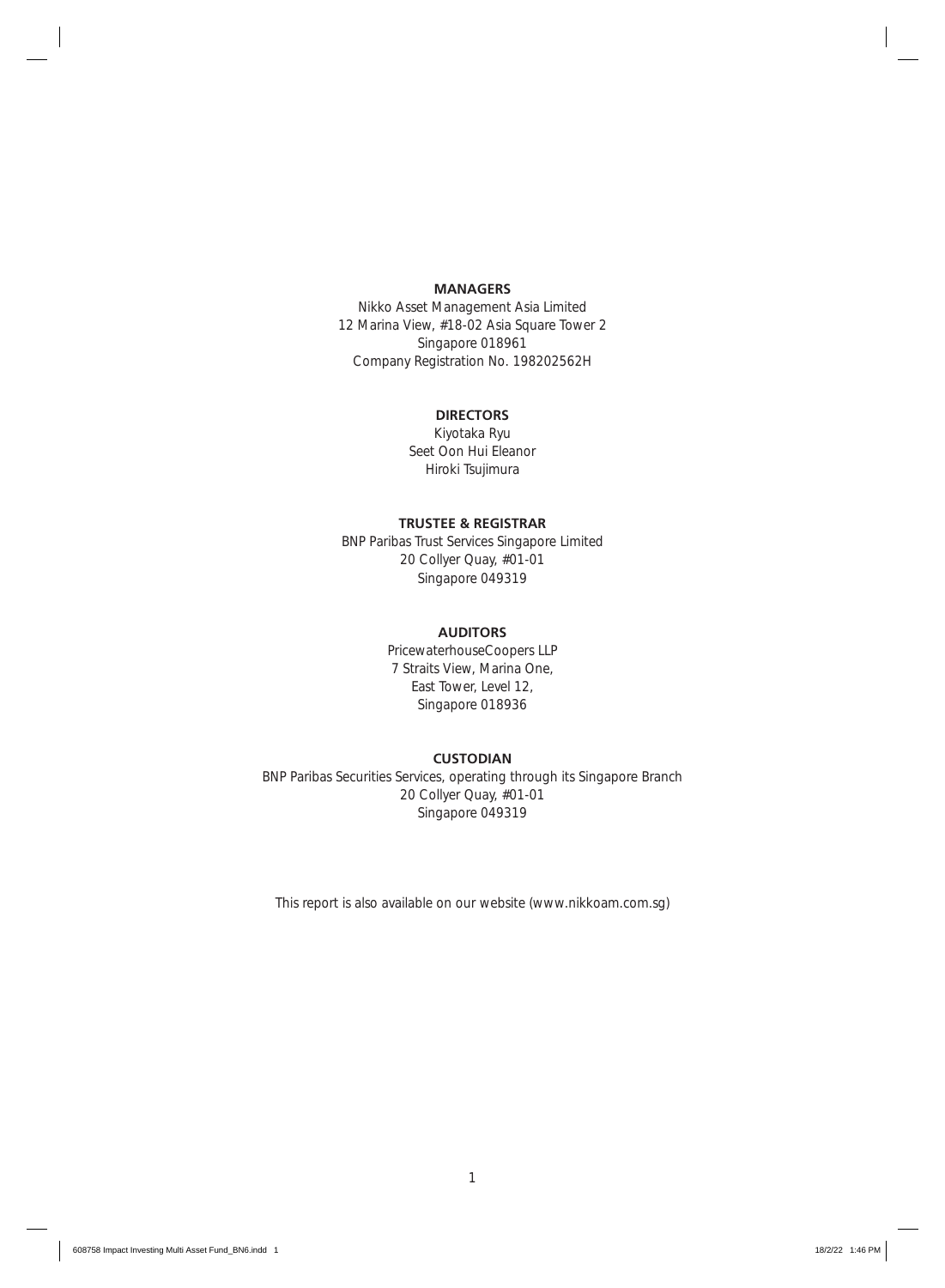## MANAGERS

Nikko Asset Management Asia Limited
12 Marina View, #18-02 Asia Square Tower 2
Singapore 018961
Company Registration No. 198202562H

## DIRECTORS

Kiyotaka Ryu
Seet Oon Hui Eleanor
Hiroki Tsujimura

## TRUSTEE & REGISTRAR

BNP Paribas Trust Services Singapore Limited
20 Collyer Quay, #01-01
Singapore 049319

## AUDITORS

PricewaterhouseCoopers LLP
7 Straits View, Marina One,
East Tower, Level 12,
Singapore 018936

## CUSTODIAN

BNP Paribas Securities Services, operating through its Singapore Branch
20 Collyer Quay, #01-01
Singapore 049319

This report is also available on our website (www.nikkoam.com.sg)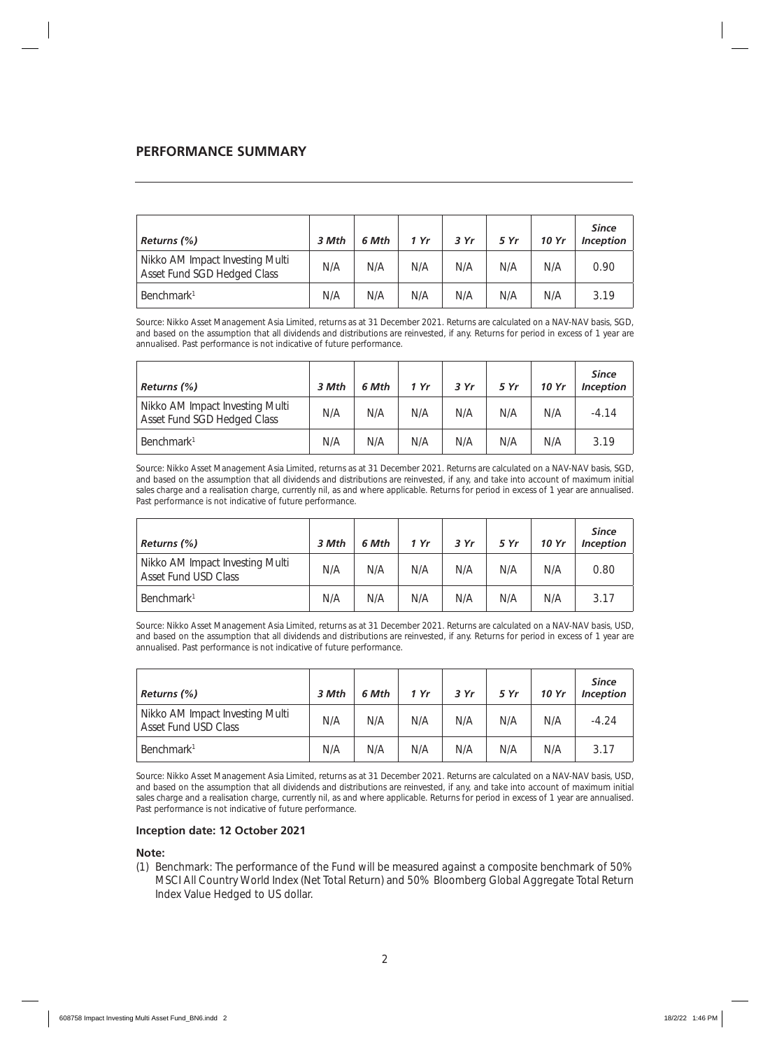## PERFORMANCE SUMMARY

| *Returns (%)* | *3 Mth* | *6 Mth* | *1 Yr* | *3 Yr* | *5 Yr* | *10 Yr* | *Since Inception* |
|---|---|---|---|---|---|---|---|
| Nikko AM Impact Investing Multi Asset Fund SGD Hedged Class | N/A | N/A | N/A | N/A | N/A | N/A | 0.90 |
| Benchmark[1] | N/A | N/A | N/A | N/A | N/A | N/A | 3.19 |

Source: Nikko Asset Management Asia Limited, returns as at 31 December 2021. Returns are calculated on a NAV-NAV basis, SGD, and based on the assumption that all dividends and distributions are reinvested, if any. Returns for period in excess of 1 year are annualised. Past performance is not indicative of future performance.

| *Returns (%)* | *3 Mth* | *6 Mth* | *1 Yr* | *3 Yr* | *5 Yr* | *10 Yr* | *Since Inception* |
|---|---|---|---|---|---|---|---|
| Nikko AM Impact Investing Multi Asset Fund SGD Hedged Class | N/A | N/A | N/A | N/A | N/A | N/A | -4.14 |
| Benchmark[1] | N/A | N/A | N/A | N/A | N/A | N/A | 3.19 |

Source: Nikko Asset Management Asia Limited, returns as at 31 December 2021. Returns are calculated on a NAV-NAV basis, SGD, and based on the assumption that all dividends and distributions are reinvested, if any, and take into account of maximum initial sales charge and a realisation charge, currently nil, as and where applicable. Returns for period in excess of 1 year are annualised. Past performance is not indicative of future performance.

| *Returns (%)* | *3 Mth* | *6 Mth* | *1 Yr* | *3 Yr* | *5 Yr* | *10 Yr* | *Since Inception* |
|---|---|---|---|---|---|---|---|
| Nikko AM Impact Investing Multi Asset Fund USD Class | N/A | N/A | N/A | N/A | N/A | N/A | 0.80 |
| Benchmark[1] | N/A | N/A | N/A | N/A | N/A | N/A | 3.17 |

Source: Nikko Asset Management Asia Limited, returns as at 31 December 2021. Returns are calculated on a NAV-NAV basis, USD, and based on the assumption that all dividends and distributions are reinvested, if any. Returns for period in excess of 1 year are annualised. Past performance is not indicative of future performance.

| *Returns (%)* | *3 Mth* | *6 Mth* | *1 Yr* | *3 Yr* | *5 Yr* | *10 Yr* | *Since Inception* |
|---|---|---|---|---|---|---|---|
| Nikko AM Impact Investing Multi Asset Fund USD Class | N/A | N/A | N/A | N/A | N/A | N/A | -4.24 |
| Benchmark[1] | N/A | N/A | N/A | N/A | N/A | N/A | 3.17 |

Source: Nikko Asset Management Asia Limited, returns as at 31 December 2021. Returns are calculated on a NAV-NAV basis, USD, and based on the assumption that all dividends and distributions are reinvested, if any, and take into account of maximum initial sales charge and a realisation charge, currently nil, as and where applicable. Returns for period in excess of 1 year are annualised. Past performance is not indicative of future performance.

**Inception date: 12 October 2021**

**Note:**

(1) Benchmark: The performance of the Fund will be measured against a composite benchmark of 50% MSCI All Country World Index (Net Total Return) and 50% Bloomberg Global Aggregate Total Return Index Value Hedged to US dollar.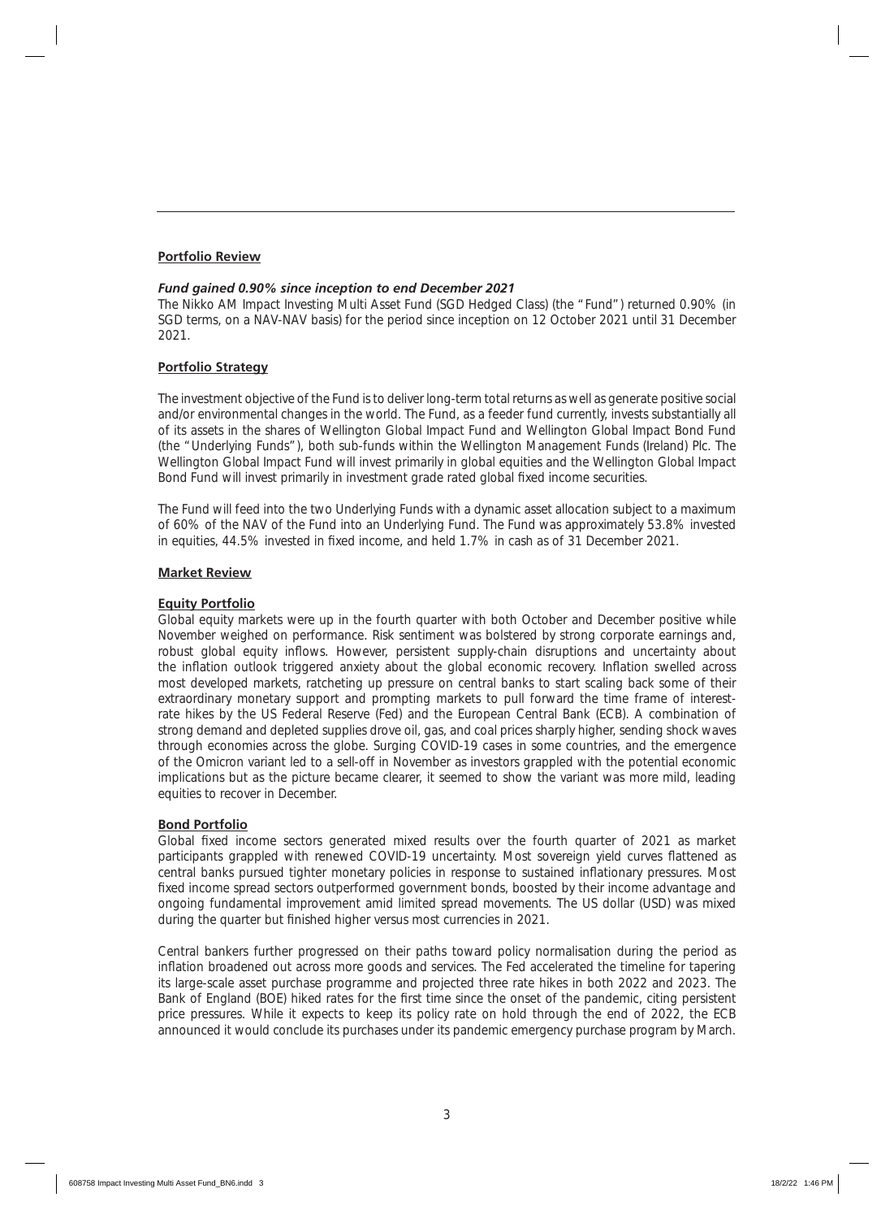## Portfolio Review

***Fund gained 0.90% since inception to end December 2021***

The Nikko AM Impact Investing Multi Asset Fund (SGD Hedged Class) (the "Fund") returned 0.90% (in SGD terms, on a NAV-NAV basis) for the period since inception on 12 October 2021 until 31 December 2021.

## Portfolio Strategy

The investment objective of the Fund is to deliver long-term total returns as well as generate positive social and/or environmental changes in the world. The Fund, as a feeder fund currently, invests substantially all of its assets in the shares of Wellington Global Impact Fund and Wellington Global Impact Bond Fund (the "Underlying Funds"), both sub-funds within the Wellington Management Funds (Ireland) Plc. The Wellington Global Impact Fund will invest primarily in global equities and the Wellington Global Impact Bond Fund will invest primarily in investment grade rated global fixed income securities.

The Fund will feed into the two Underlying Funds with a dynamic asset allocation subject to a maximum of 60% of the NAV of the Fund into an Underlying Fund. The Fund was approximately 53.8% invested in equities, 44.5% invested in fixed income, and held 1.7% in cash as of 31 December 2021.

## Market Review

### Equity Portfolio

Global equity markets were up in the fourth quarter with both October and December positive while November weighed on performance. Risk sentiment was bolstered by strong corporate earnings and, robust global equity inflows. However, persistent supply-chain disruptions and uncertainty about the inflation outlook triggered anxiety about the global economic recovery. Inflation swelled across most developed markets, ratcheting up pressure on central banks to start scaling back some of their extraordinary monetary support and prompting markets to pull forward the time frame of interest-rate hikes by the US Federal Reserve (Fed) and the European Central Bank (ECB). A combination of strong demand and depleted supplies drove oil, gas, and coal prices sharply higher, sending shock waves through economies across the globe. Surging COVID-19 cases in some countries, and the emergence of the Omicron variant led to a sell-off in November as investors grappled with the potential economic implications but as the picture became clearer, it seemed to show the variant was more mild, leading equities to recover in December.

### Bond Portfolio

Global fixed income sectors generated mixed results over the fourth quarter of 2021 as market participants grappled with renewed COVID-19 uncertainty. Most sovereign yield curves flattened as central banks pursued tighter monetary policies in response to sustained inflationary pressures. Most fixed income spread sectors outperformed government bonds, boosted by their income advantage and ongoing fundamental improvement amid limited spread movements. The US dollar (USD) was mixed during the quarter but finished higher versus most currencies in 2021.

Central bankers further progressed on their paths toward policy normalisation during the period as inflation broadened out across more goods and services. The Fed accelerated the timeline for tapering its large-scale asset purchase programme and projected three rate hikes in both 2022 and 2023. The Bank of England (BOE) hiked rates for the first time since the onset of the pandemic, citing persistent price pressures. While it expects to keep its policy rate on hold through the end of 2022, the ECB announced it would conclude its purchases under its pandemic emergency purchase program by March.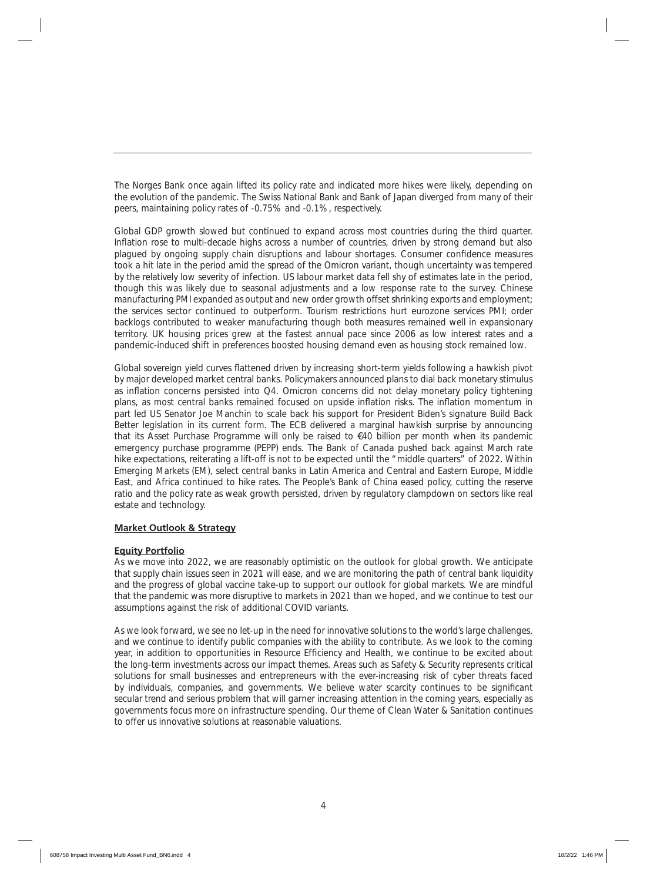The Norges Bank once again lifted its policy rate and indicated more hikes were likely, depending on the evolution of the pandemic. The Swiss National Bank and Bank of Japan diverged from many of their peers, maintaining policy rates of -0.75% and -0.1%, respectively.

Global GDP growth slowed but continued to expand across most countries during the third quarter. Inflation rose to multi-decade highs across a number of countries, driven by strong demand but also plagued by ongoing supply chain disruptions and labour shortages. Consumer confidence measures took a hit late in the period amid the spread of the Omicron variant, though uncertainty was tempered by the relatively low severity of infection. US labour market data fell shy of estimates late in the period, though this was likely due to seasonal adjustments and a low response rate to the survey. Chinese manufacturing PMI expanded as output and new order growth offset shrinking exports and employment; the services sector continued to outperform. Tourism restrictions hurt eurozone services PMI; order backlogs contributed to weaker manufacturing though both measures remained well in expansionary territory. UK housing prices grew at the fastest annual pace since 2006 as low interest rates and a pandemic-induced shift in preferences boosted housing demand even as housing stock remained low.

Global sovereign yield curves flattened driven by increasing short-term yields following a hawkish pivot by major developed market central banks. Policymakers announced plans to dial back monetary stimulus as inflation concerns persisted into Q4. Omicron concerns did not delay monetary policy tightening plans, as most central banks remained focused on upside inflation risks. The inflation momentum in part led US Senator Joe Manchin to scale back his support for President Biden's signature Build Back Better legislation in its current form. The ECB delivered a marginal hawkish surprise by announcing that its Asset Purchase Programme will only be raised to €40 billion per month when its pandemic emergency purchase programme (PEPP) ends. The Bank of Canada pushed back against March rate hike expectations, reiterating a lift-off is not to be expected until the "middle quarters" of 2022. Within Emerging Markets (EM), select central banks in Latin America and Central and Eastern Europe, Middle East, and Africa continued to hike rates. The People's Bank of China eased policy, cutting the reserve ratio and the policy rate as weak growth persisted, driven by regulatory clampdown on sectors like real estate and technology.

## Market Outlook & Strategy

### Equity Portfolio

As we move into 2022, we are reasonably optimistic on the outlook for global growth. We anticipate that supply chain issues seen in 2021 will ease, and we are monitoring the path of central bank liquidity and the progress of global vaccine take-up to support our outlook for global markets. We are mindful that the pandemic was more disruptive to markets in 2021 than we hoped, and we continue to test our assumptions against the risk of additional COVID variants.

As we look forward, we see no let-up in the need for innovative solutions to the world's large challenges, and we continue to identify public companies with the ability to contribute. As we look to the coming year, in addition to opportunities in Resource Efficiency and Health, we continue to be excited about the long-term investments across our impact themes. Areas such as Safety & Security represents critical solutions for small businesses and entrepreneurs with the ever-increasing risk of cyber threats faced by individuals, companies, and governments. We believe water scarcity continues to be significant secular trend and serious problem that will garner increasing attention in the coming years, especially as governments focus more on infrastructure spending. Our theme of Clean Water & Sanitation continues to offer us innovative solutions at reasonable valuations.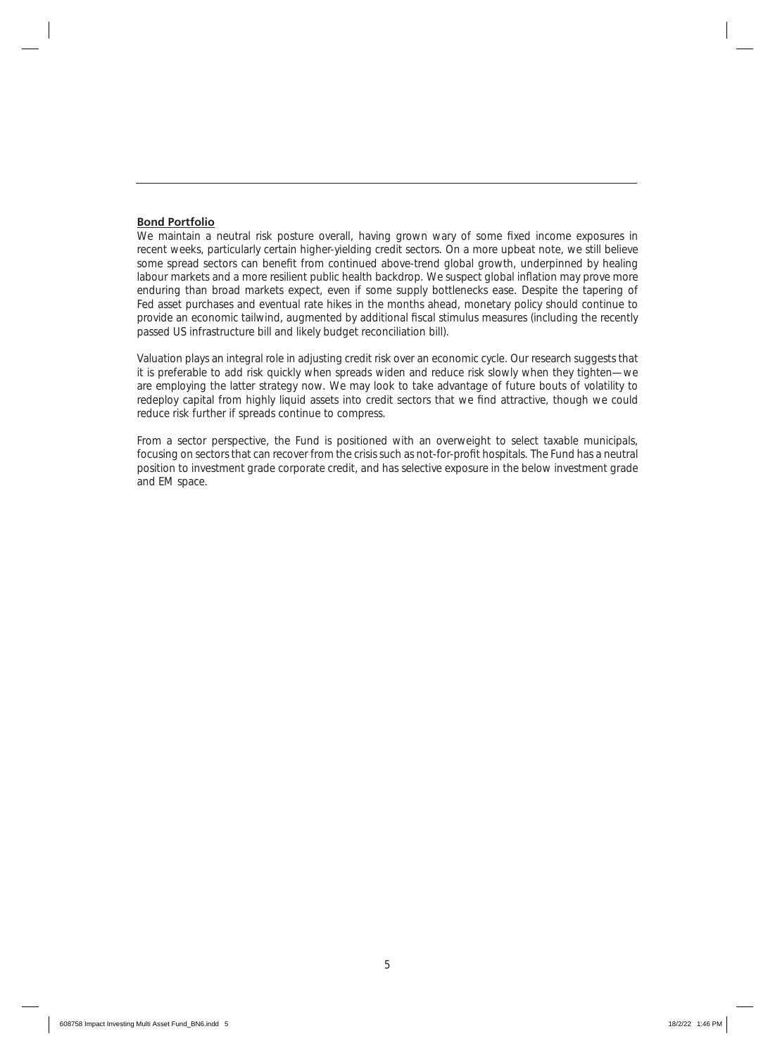## Bond Portfolio

We maintain a neutral risk posture overall, having grown wary of some fixed income exposures in recent weeks, particularly certain higher-yielding credit sectors. On a more upbeat note, we still believe some spread sectors can benefit from continued above-trend global growth, underpinned by healing labour markets and a more resilient public health backdrop. We suspect global inflation may prove more enduring than broad markets expect, even if some supply bottlenecks ease. Despite the tapering of Fed asset purchases and eventual rate hikes in the months ahead, monetary policy should continue to provide an economic tailwind, augmented by additional fiscal stimulus measures (including the recently passed US infrastructure bill and likely budget reconciliation bill).

Valuation plays an integral role in adjusting credit risk over an economic cycle. Our research suggests that it is preferable to add risk quickly when spreads widen and reduce risk slowly when they tighten—we are employing the latter strategy now. We may look to take advantage of future bouts of volatility to redeploy capital from highly liquid assets into credit sectors that we find attractive, though we could reduce risk further if spreads continue to compress.

From a sector perspective, the Fund is positioned with an overweight to select taxable municipals, focusing on sectors that can recover from the crisis such as not-for-profit hospitals. The Fund has a neutral position to investment grade corporate credit, and has selective exposure in the below investment grade and EM space.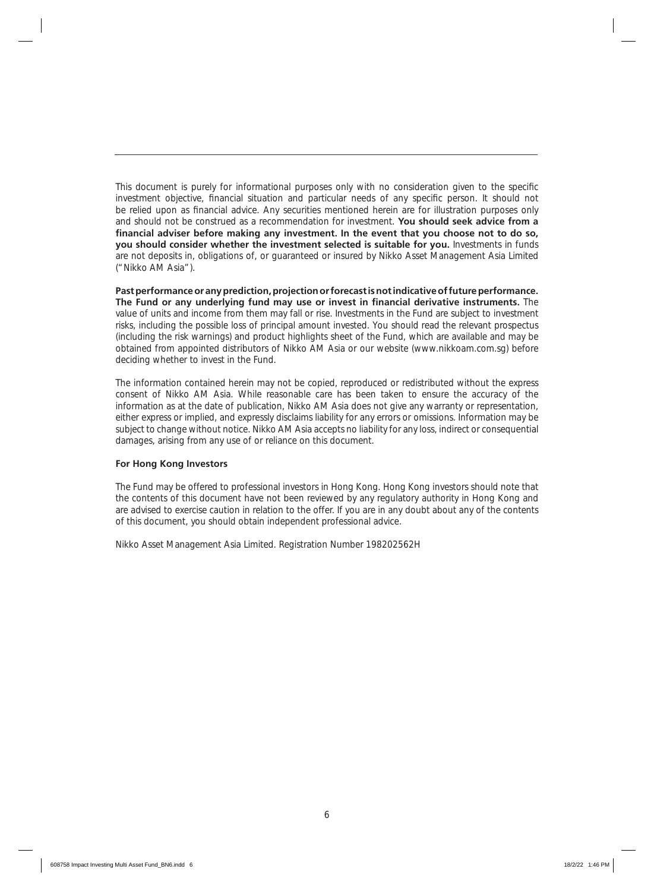This document is purely for informational purposes only with no consideration given to the specific investment objective, financial situation and particular needs of any specific person. It should not be relied upon as financial advice. Any securities mentioned herein are for illustration purposes only and should not be construed as a recommendation for investment. **You should seek advice from a financial adviser before making any investment. In the event that you choose not to do so, you should consider whether the investment selected is suitable for you.** Investments in funds are not deposits in, obligations of, or guaranteed or insured by Nikko Asset Management Asia Limited ("Nikko AM Asia").

**Past performance or any prediction, projection or forecast is not indicative of future performance. The Fund or any underlying fund may use or invest in financial derivative instruments.** The value of units and income from them may fall or rise. Investments in the Fund are subject to investment risks, including the possible loss of principal amount invested. You should read the relevant prospectus (including the risk warnings) and product highlights sheet of the Fund, which are available and may be obtained from appointed distributors of Nikko AM Asia or our website (www.nikkoam.com.sg) before deciding whether to invest in the Fund.

The information contained herein may not be copied, reproduced or redistributed without the express consent of Nikko AM Asia. While reasonable care has been taken to ensure the accuracy of the information as at the date of publication, Nikko AM Asia does not give any warranty or representation, either express or implied, and expressly disclaims liability for any errors or omissions. Information may be subject to change without notice. Nikko AM Asia accepts no liability for any loss, indirect or consequential damages, arising from any use of or reliance on this document.

**For Hong Kong Investors**

The Fund may be offered to professional investors in Hong Kong. Hong Kong investors should note that the contents of this document have not been reviewed by any regulatory authority in Hong Kong and are advised to exercise caution in relation to the offer. If you are in any doubt about any of the contents of this document, you should obtain independent professional advice.

Nikko Asset Management Asia Limited. Registration Number 198202562H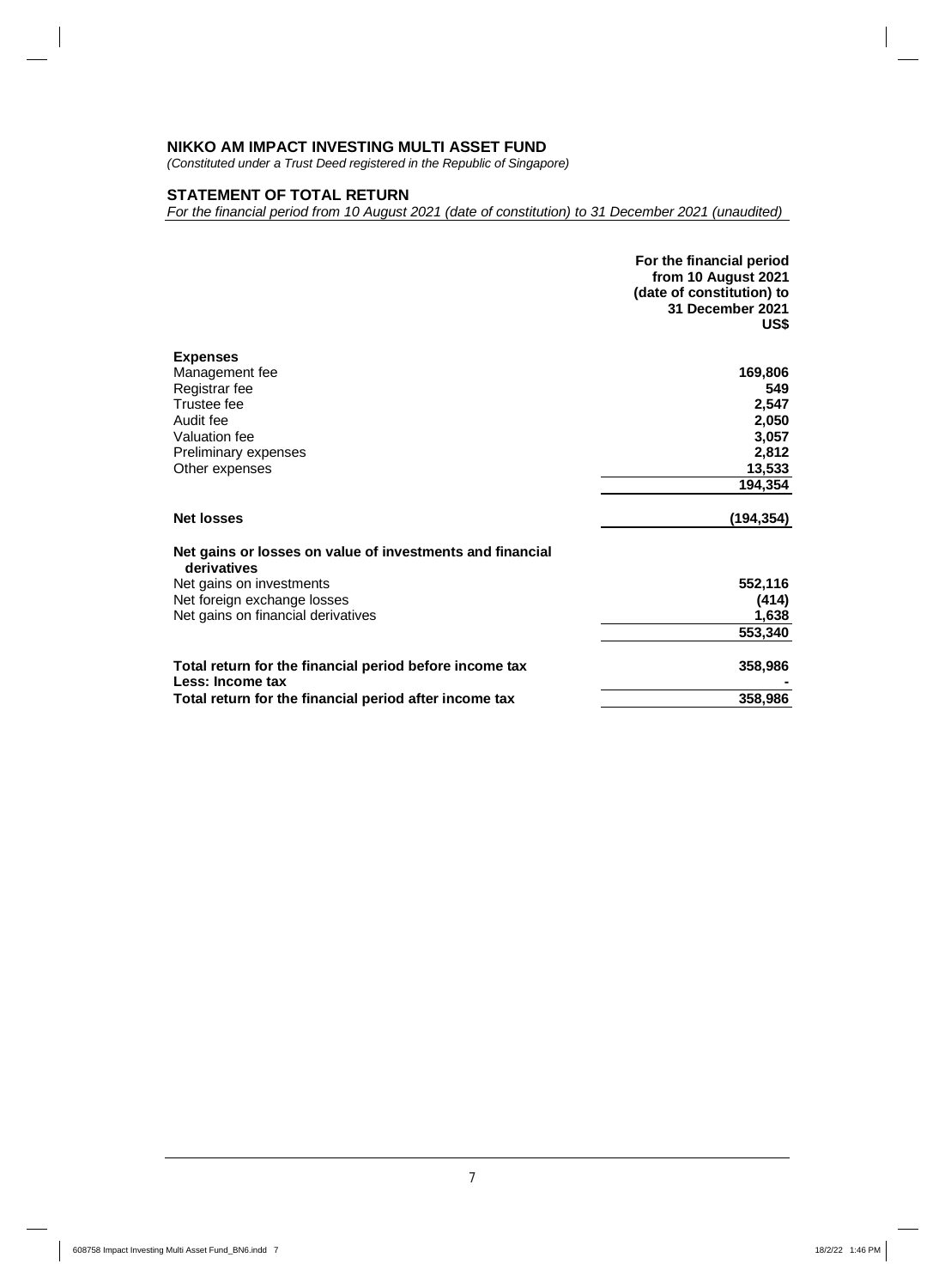**NIKKO AM IMPACT INVESTING MULTI ASSET FUND**

*(Constituted under a Trust Deed registered in the Republic of Singapore)*

**STATEMENT OF TOTAL RETURN**

*For the financial period from 10 August 2021 (date of constitution) to 31 December 2021 (unaudited)*

| | For the financial period from 10 August 2021 (date of constitution) to 31 December 2021 US$ |
|---|---|
| **Expenses** | |
| Management fee | 169,806 |
| Registrar fee | 549 |
| Trustee fee | 2,547 |
| Audit fee | 2,050 |
| Valuation fee | 3,057 |
| Preliminary expenses | 2,812 |
| Other expenses | 13,533 |
| | 194,354 |
| **Net losses** | (194,354) |
| **Net gains or losses on value of investments and financial derivatives** | |
| Net gains on investments | 552,116 |
| Net foreign exchange losses | (414) |
| Net gains on financial derivatives | 1,638 |
| | 553,340 |
| **Total return for the financial period before income tax** | 358,986 |
| **Less: Income tax** | - |
| **Total return for the financial period after income tax** | 358,986 |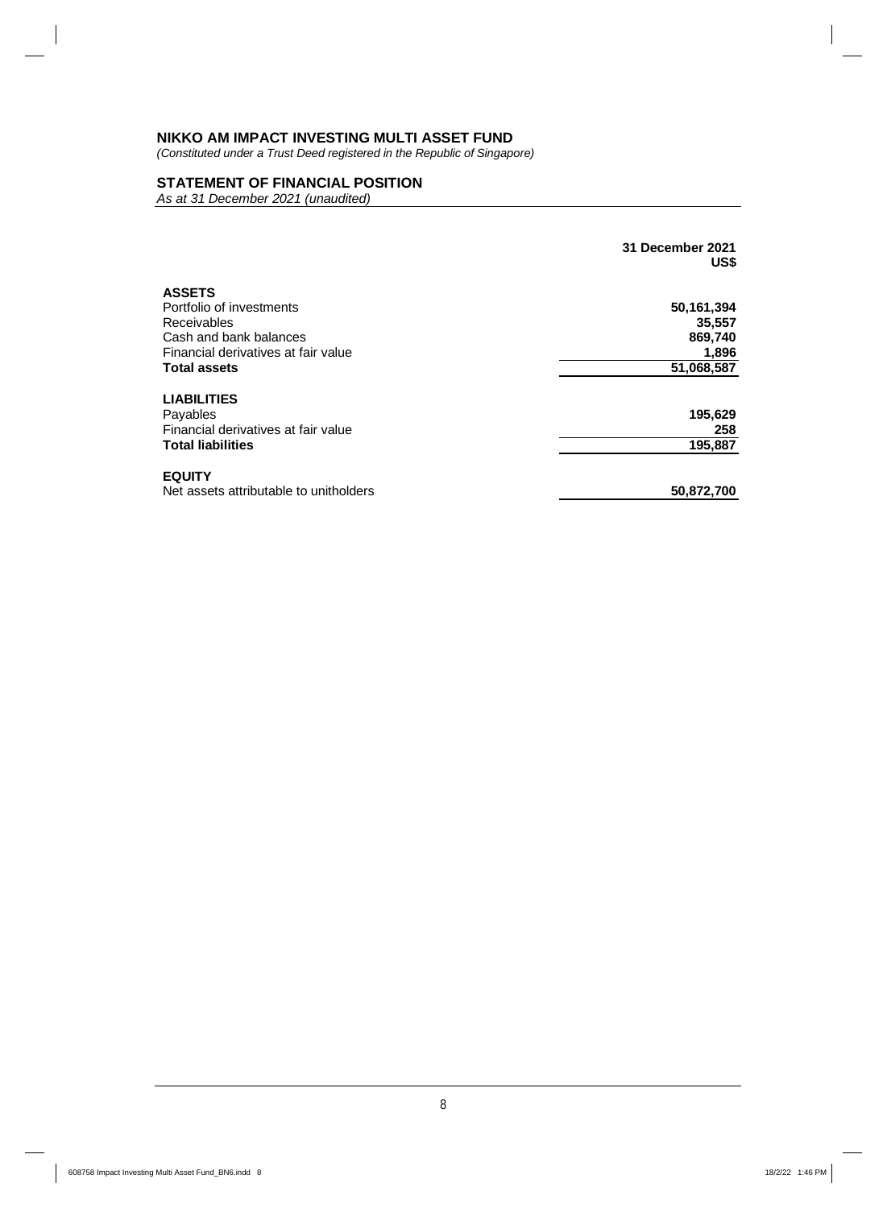# NIKKO AM IMPACT INVESTING MULTI ASSET FUND

*(Constituted under a Trust Deed registered in the Republic of Singapore)*

## STATEMENT OF FINANCIAL POSITION

*As at 31 December 2021 (unaudited)*

| | 31 December 2021 US$ |
|---|---|
| **ASSETS** | |
| Portfolio of investments | **50,161,394** |
| Receivables | **35,557** |
| Cash and bank balances | **869,740** |
| Financial derivatives at fair value | **1,896** |
| **Total assets** | **51,068,587** |
| **LIABILITIES** | |
| Payables | **195,629** |
| Financial derivatives at fair value | **258** |
| **Total liabilities** | **195,887** |
| **EQUITY** | |
| Net assets attributable to unitholders | **50,872,700** |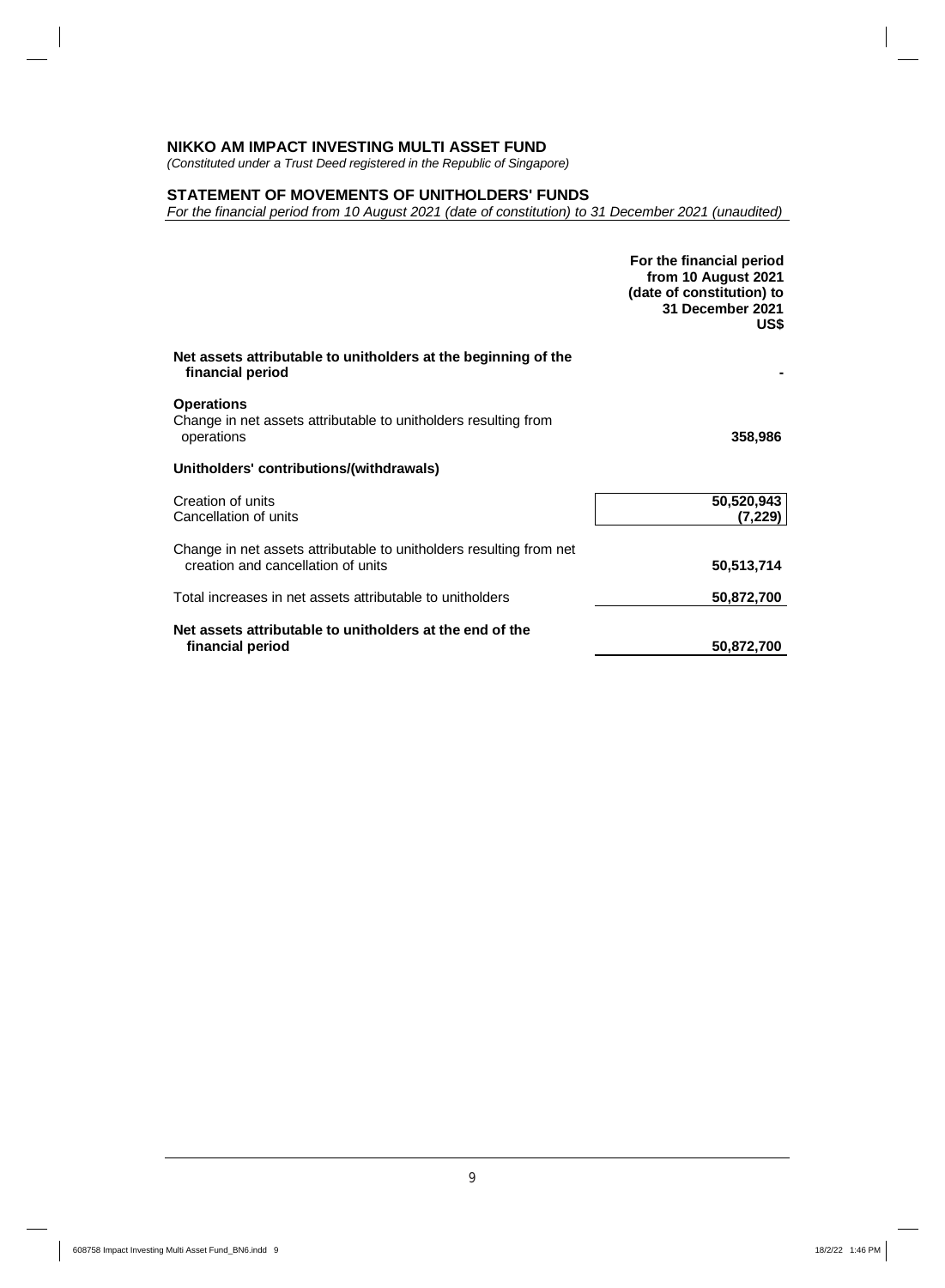**NIKKO AM IMPACT INVESTING MULTI ASSET FUND**

*(Constituted under a Trust Deed registered in the Republic of Singapore)*

## STATEMENT OF MOVEMENTS OF UNITHOLDERS' FUNDS

*For the financial period from 10 August 2021 (date of constitution) to 31 December 2021 (unaudited)*

| | For the financial period from 10 August 2021 (date of constitution) to 31 December 2021 US$ |
|---|---|
| **Net assets attributable to unitholders at the beginning of the financial period** | **-** |
| **Operations** | |
| Change in net assets attributable to unitholders resulting from operations | **358,986** |
| **Unitholders' contributions/(withdrawals)** | |
| Creation of units | **50,520,943** |
| Cancellation of units | **(7,229)** |
| Change in net assets attributable to unitholders resulting from net creation and cancellation of units | **50,513,714** |
| Total increases in net assets attributable to unitholders | **50,872,700** |
| **Net assets attributable to unitholders at the end of the financial period** | **50,872,700** |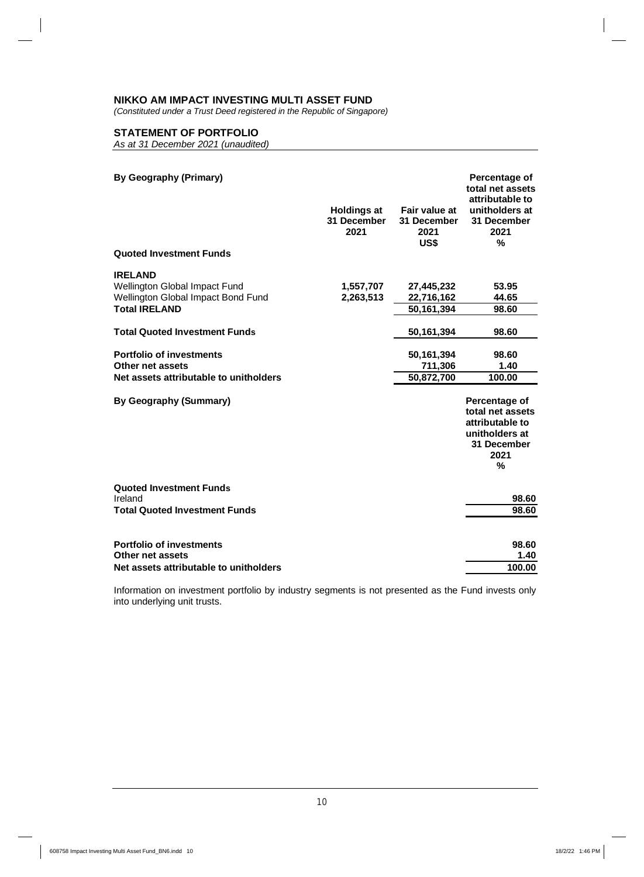# NIKKO AM IMPACT INVESTING MULTI ASSET FUND

*(Constituted under a Trust Deed registered in the Republic of Singapore)*

## STATEMENT OF PORTFOLIO

*As at 31 December 2021 (unaudited)*

| By Geography (Primary) | Holdings at 31 December 2021 | Fair value at 31 December 2021 US$ | Percentage of total net assets attributable to unitholders at 31 December 2021 % |
|---|---|---|---|
| **Quoted Investment Funds** | | | |
| **IRELAND** | | | |
| Wellington Global Impact Fund | 1,557,707 | 27,445,232 | 53.95 |
| Wellington Global Impact Bond Fund | 2,263,513 | 22,716,162 | 44.65 |
| **Total IRELAND** | | **50,161,394** | **98.60** |
| **Total Quoted Investment Funds** | | **50,161,394** | **98.60** |
| **Portfolio of investments** | | **50,161,394** | **98.60** |
| **Other net assets** | | **711,306** | **1.40** |
| **Net assets attributable to unitholders** | | **50,872,700** | **100.00** |

| By Geography (Summary) | Percentage of total net assets attributable to unitholders at 31 December 2021 % |
|---|---|
| **Quoted Investment Funds** | |
| Ireland | **98.60** |
| **Total Quoted Investment Funds** | **98.60** |
| **Portfolio of investments** | **98.60** |
| **Other net assets** | **1.40** |
| **Net assets attributable to unitholders** | **100.00** |

Information on investment portfolio by industry segments is not presented as the Fund invests only into underlying unit trusts.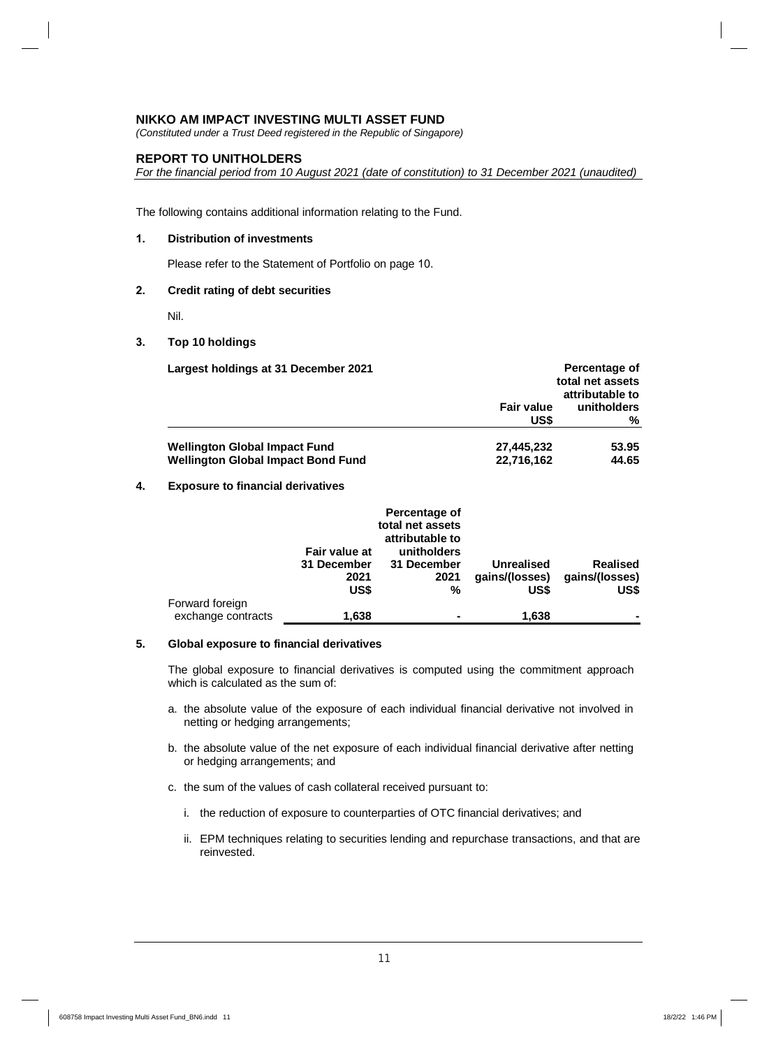# NIKKO AM IMPACT INVESTING MULTI ASSET FUND

*(Constituted under a Trust Deed registered in the Republic of Singapore)*

## REPORT TO UNITHOLDERS

*For the financial period from 10 August 2021 (date of constitution) to 31 December 2021 (unaudited)*

The following contains additional information relating to the Fund.

**1. Distribution of investments**

Please refer to the Statement of Portfolio on page 10.

**2. Credit rating of debt securities**

Nil.

**3. Top 10 holdings**

| Largest holdings at 31 December 2021 | Fair value US$ | Percentage of total net assets attributable to unitholders % |
|---|---|---|
| **Wellington Global Impact Fund** | **27,445,232** | **53.95** |
| **Wellington Global Impact Bond Fund** | **22,716,162** | **44.65** |

**4. Exposure to financial derivatives**

| | Fair value at 31 December 2021 US$ | Percentage of total net assets attributable to unitholders 31 December 2021 % | Unrealised gains/(losses) US$ | Realised gains/(losses) US$ |
|---|---|---|---|---|
| Forward foreign exchange contracts | 1,638 | - | 1,638 | - |

**5. Global exposure to financial derivatives**

The global exposure to financial derivatives is computed using the commitment approach which is calculated as the sum of:

a. the absolute value of the exposure of each individual financial derivative not involved in netting or hedging arrangements;

b. the absolute value of the net exposure of each individual financial derivative after netting or hedging arrangements; and

c. the sum of the values of cash collateral received pursuant to:

   i. the reduction of exposure to counterparties of OTC financial derivatives; and

   ii. EPM techniques relating to securities lending and repurchase transactions, and that are reinvested.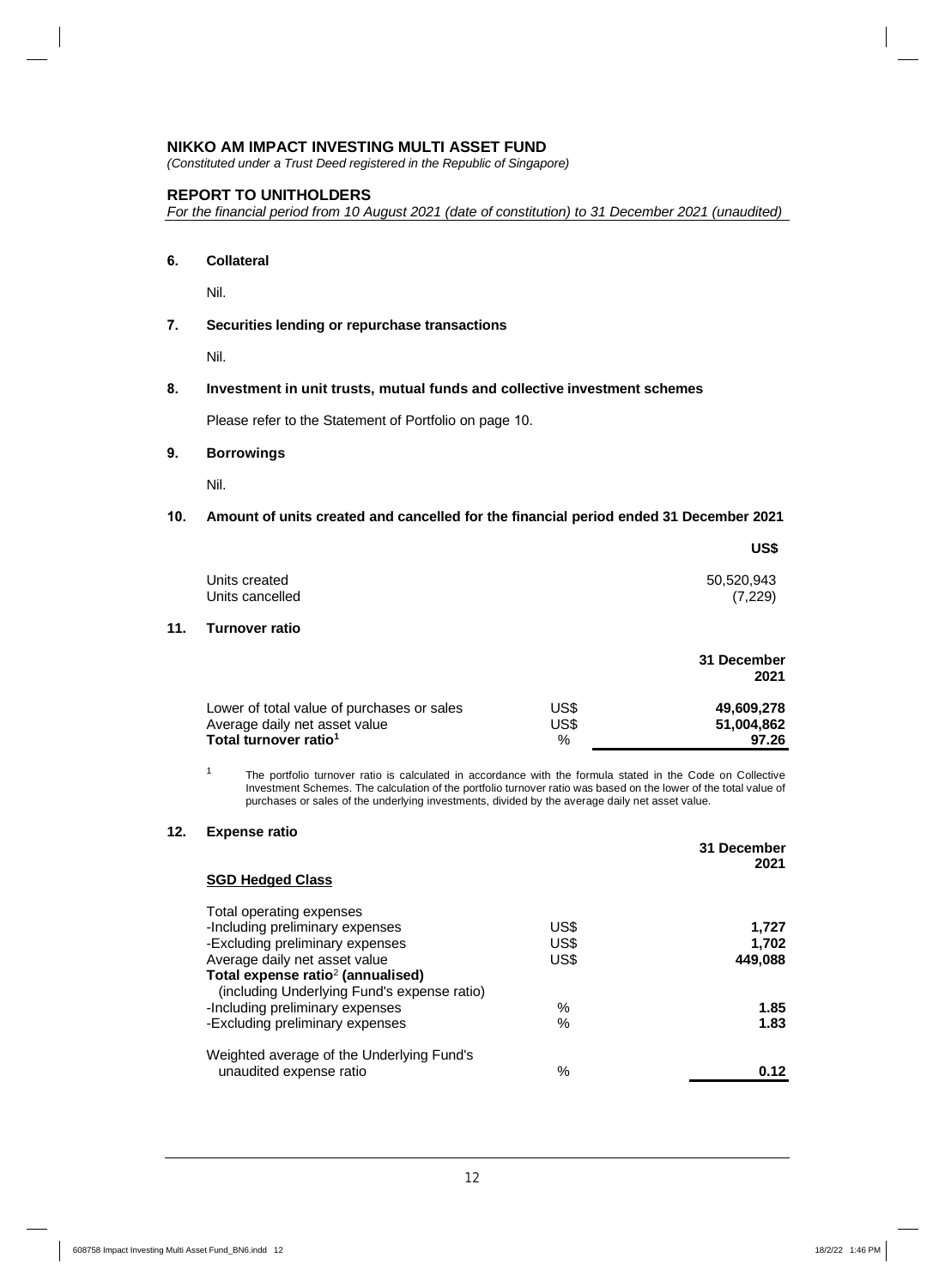**NIKKO AM IMPACT INVESTING MULTI ASSET FUND**
*(Constituted under a Trust Deed registered in the Republic of Singapore)*

**REPORT TO UNITHOLDERS**
*For the financial period from 10 August 2021 (date of constitution) to 31 December 2021 (unaudited)*

## 6. Collateral

Nil.

## 7. Securities lending or repurchase transactions

Nil.

## 8. Investment in unit trusts, mutual funds and collective investment schemes

Please refer to the Statement of Portfolio on page 10.

## 9. Borrowings

Nil.

## 10. Amount of units created and cancelled for the financial period ended 31 December 2021

| | US$ |
|---|---|
| Units created | 50,520,943 |
| Units cancelled | (7,229) |

## 11. Turnover ratio

| | | 31 December 2021 |
|---|---|---|
| Lower of total value of purchases or sales | US$ | **49,609,278** |
| Average daily net asset value | US$ | **51,004,862** |
| **Total turnover ratio[1]** | % | **97.26** |

[1] The portfolio turnover ratio is calculated in accordance with the formula stated in the Code on Collective Investment Schemes. The calculation of the portfolio turnover ratio was based on the lower of the total value of purchases or sales of the underlying investments, divided by the average daily net asset value.

## 12. Expense ratio

| **SGD Hedged Class** | | 31 December 2021 |
|---|---|---|
| Total operating expenses | | |
| -Including preliminary expenses | US$ | **1,727** |
| -Excluding preliminary expenses | US$ | **1,702** |
| Average daily net asset value | US$ | **449,088** |
| **Total expense ratio[2] (annualised)** (including Underlying Fund's expense ratio) | | |
| -Including preliminary expenses | % | **1.85** |
| -Excluding preliminary expenses | % | **1.83** |
| Weighted average of the Underlying Fund's unaudited expense ratio | % | **0.12** |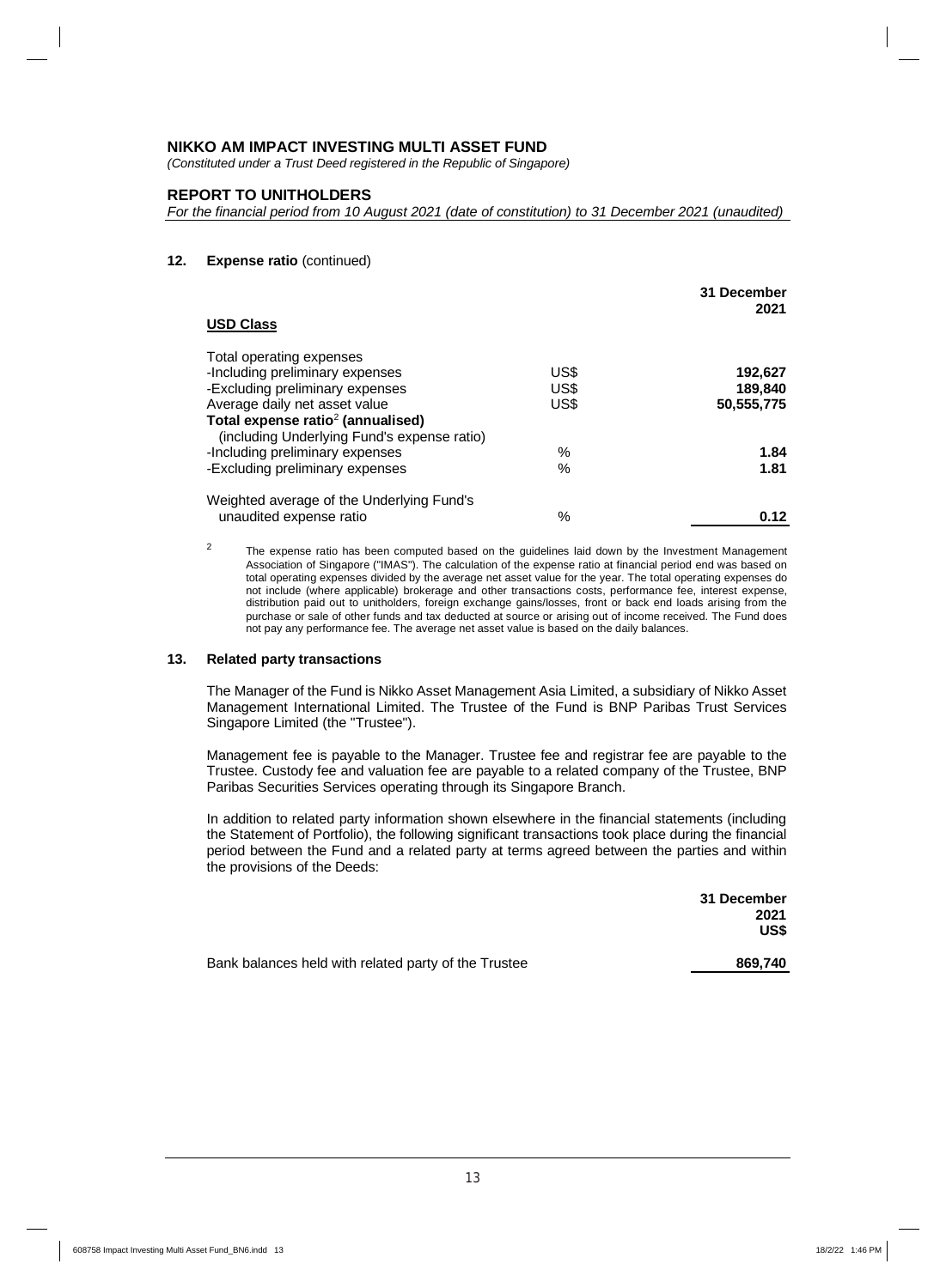# NIKKO AM IMPACT INVESTING MULTI ASSET FUND

*(Constituted under a Trust Deed registered in the Republic of Singapore)*

## REPORT TO UNITHOLDERS

*For the financial period from 10 August 2021 (date of constitution) to 31 December 2021 (unaudited)*

### 12. Expense ratio (continued)

| **USD Class** | | **31 December 2021** |
|---|---|---|
| Total operating expenses | | |
| -Including preliminary expenses | US$ | **192,627** |
| -Excluding preliminary expenses | US$ | **189,840** |
| Average daily net asset value | US$ | **50,555,775** |
| **Total expense ratio[2] (annualised)** (including Underlying Fund's expense ratio) | | |
| -Including preliminary expenses | % | **1.84** |
| -Excluding preliminary expenses | % | **1.81** |
| Weighted average of the Underlying Fund's unaudited expense ratio | % | **0.12** |

[2] The expense ratio has been computed based on the guidelines laid down by the Investment Management Association of Singapore ("IMAS"). The calculation of the expense ratio at financial period end was based on total operating expenses divided by the average net asset value for the year. The total operating expenses do not include (where applicable) brokerage and other transactions costs, performance fee, interest expense, distribution paid out to unitholders, foreign exchange gains/losses, front or back end loads arising from the purchase or sale of other funds and tax deducted at source or arising out of income received. The Fund does not pay any performance fee. The average net asset value is based on the daily balances.

### 13. Related party transactions

The Manager of the Fund is Nikko Asset Management Asia Limited, a subsidiary of Nikko Asset Management International Limited. The Trustee of the Fund is BNP Paribas Trust Services Singapore Limited (the "Trustee").

Management fee is payable to the Manager. Trustee fee and registrar fee are payable to the Trustee. Custody fee and valuation fee are payable to a related company of the Trustee, BNP Paribas Securities Services operating through its Singapore Branch.

In addition to related party information shown elsewhere in the financial statements (including the Statement of Portfolio), the following significant transactions took place during the financial period between the Fund and a related party at terms agreed between the parties and within the provisions of the Deeds:

| | **31 December 2021 US$** |
|---|---|
| Bank balances held with related party of the Trustee | **869,740** |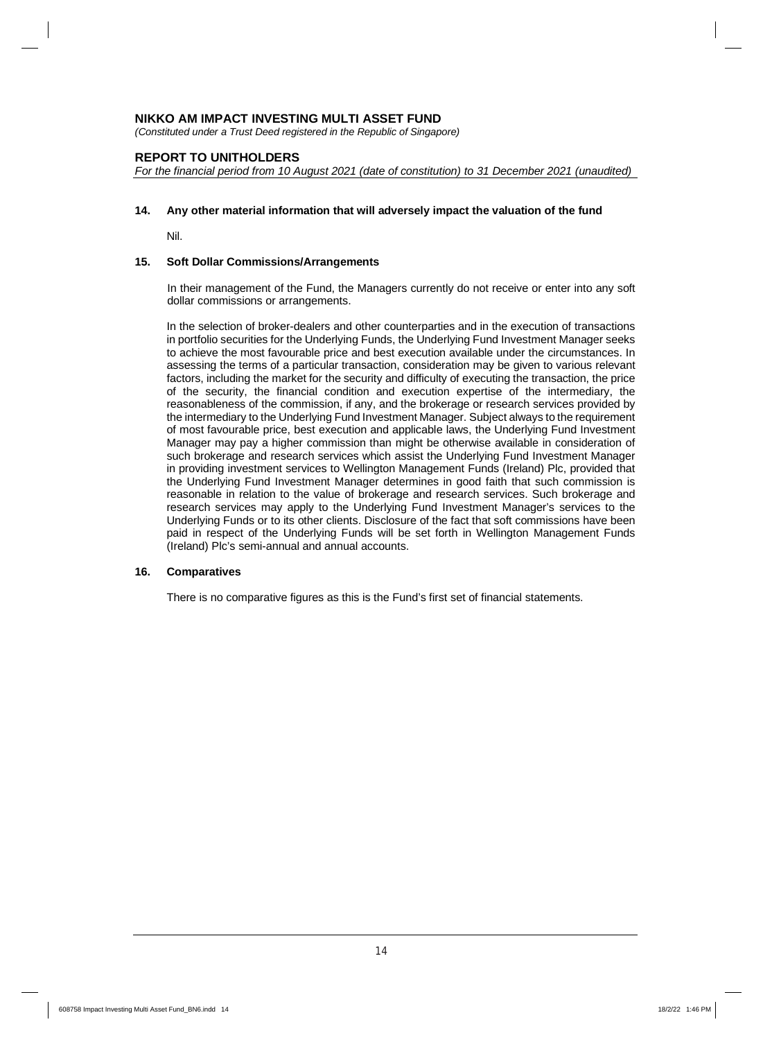**NIKKO AM IMPACT INVESTING MULTI ASSET FUND**

*(Constituted under a Trust Deed registered in the Republic of Singapore)*

**REPORT TO UNITHOLDERS**

*For the financial period from 10 August 2021 (date of constitution) to 31 December 2021 (unaudited)*

### 14. Any other material information that will adversely impact the valuation of the fund

Nil.

### 15. Soft Dollar Commissions/Arrangements

In their management of the Fund, the Managers currently do not receive or enter into any soft dollar commissions or arrangements.

In the selection of broker-dealers and other counterparties and in the execution of transactions in portfolio securities for the Underlying Funds, the Underlying Fund Investment Manager seeks to achieve the most favourable price and best execution available under the circumstances. In assessing the terms of a particular transaction, consideration may be given to various relevant factors, including the market for the security and difficulty of executing the transaction, the price of the security, the financial condition and execution expertise of the intermediary, the reasonableness of the commission, if any, and the brokerage or research services provided by the intermediary to the Underlying Fund Investment Manager. Subject always to the requirement of most favourable price, best execution and applicable laws, the Underlying Fund Investment Manager may pay a higher commission than might be otherwise available in consideration of such brokerage and research services which assist the Underlying Fund Investment Manager in providing investment services to Wellington Management Funds (Ireland) Plc, provided that the Underlying Fund Investment Manager determines in good faith that such commission is reasonable in relation to the value of brokerage and research services. Such brokerage and research services may apply to the Underlying Fund Investment Manager's services to the Underlying Funds or to its other clients. Disclosure of the fact that soft commissions have been paid in respect of the Underlying Funds will be set forth in Wellington Management Funds (Ireland) Plc's semi-annual and annual accounts.

### 16. Comparatives

There is no comparative figures as this is the Fund's first set of financial statements.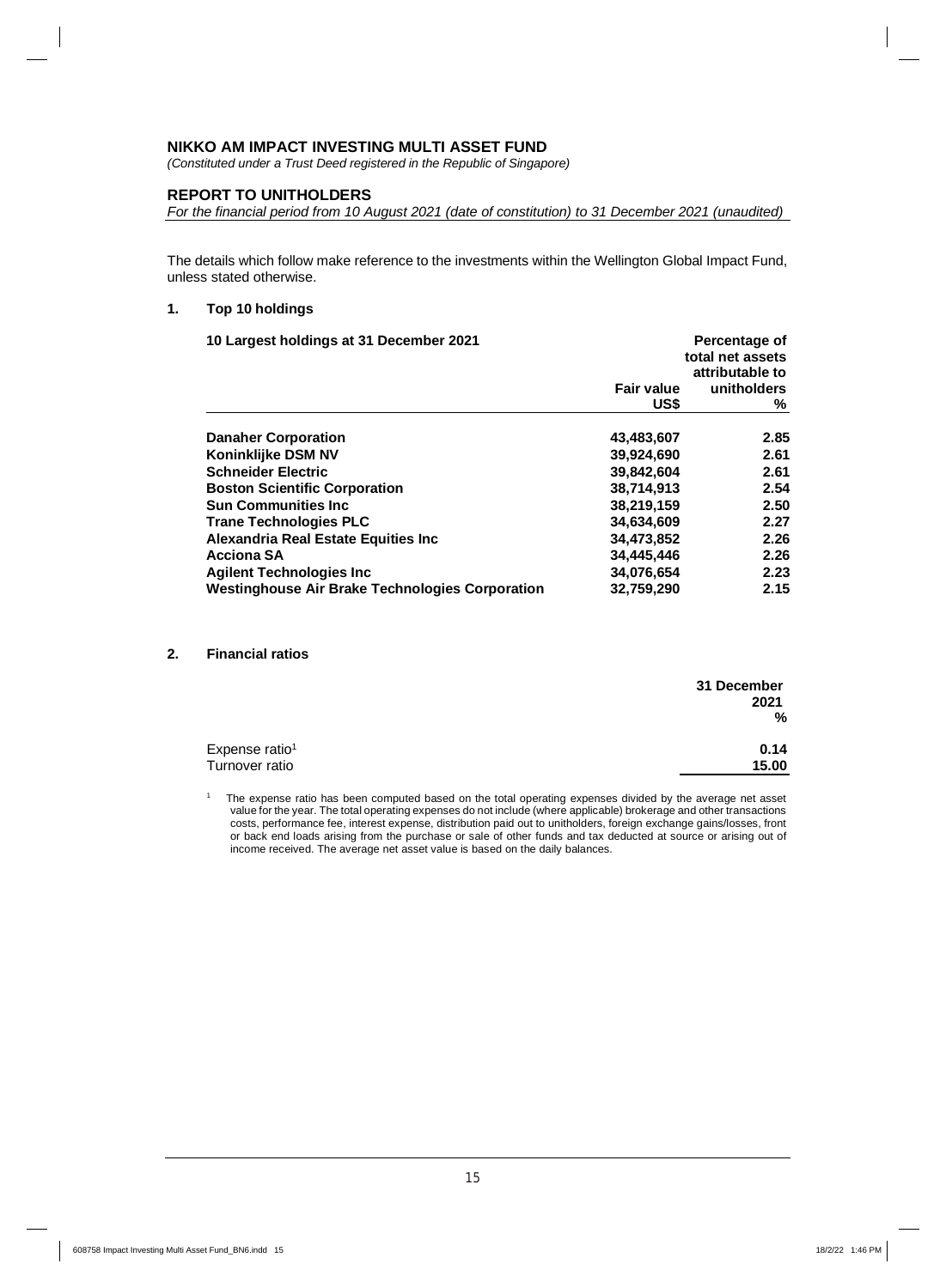## NIKKO AM IMPACT INVESTING MULTI ASSET FUND

*(Constituted under a Trust Deed registered in the Republic of Singapore)*

## REPORT TO UNITHOLDERS

*For the financial period from 10 August 2021 (date of constitution) to 31 December 2021 (unaudited)*

The details which follow make reference to the investments within the Wellington Global Impact Fund, unless stated otherwise.

### 1. Top 10 holdings

| 10 Largest holdings at 31 December 2021 | Fair value US$ | Percentage of total net assets attributable to unitholders % |
|---|---|---|
| **Danaher Corporation** | **43,483,607** | **2.85** |
| **Koninklijke DSM NV** | **39,924,690** | **2.61** |
| **Schneider Electric** | **39,842,604** | **2.61** |
| **Boston Scientific Corporation** | **38,714,913** | **2.54** |
| **Sun Communities Inc** | **38,219,159** | **2.50** |
| **Trane Technologies PLC** | **34,634,609** | **2.27** |
| **Alexandria Real Estate Equities Inc** | **34,473,852** | **2.26** |
| **Acciona SA** | **34,445,446** | **2.26** |
| **Agilent Technologies Inc** | **34,076,654** | **2.23** |
| **Westinghouse Air Brake Technologies Corporation** | **32,759,290** | **2.15** |

### 2. Financial ratios

| | 31 December 2021 % |
|---|---|
| Expense ratio[1] | **0.14** |
| Turnover ratio | **15.00** |

[1] The expense ratio has been computed based on the total operating expenses divided by the average net asset value for the year. The total operating expenses do not include (where applicable) brokerage and other transactions costs, performance fee, interest expense, distribution paid out to unitholders, foreign exchange gains/losses, front or back end loads arising from the purchase or sale of other funds and tax deducted at source or arising out of income received. The average net asset value is based on the daily balances.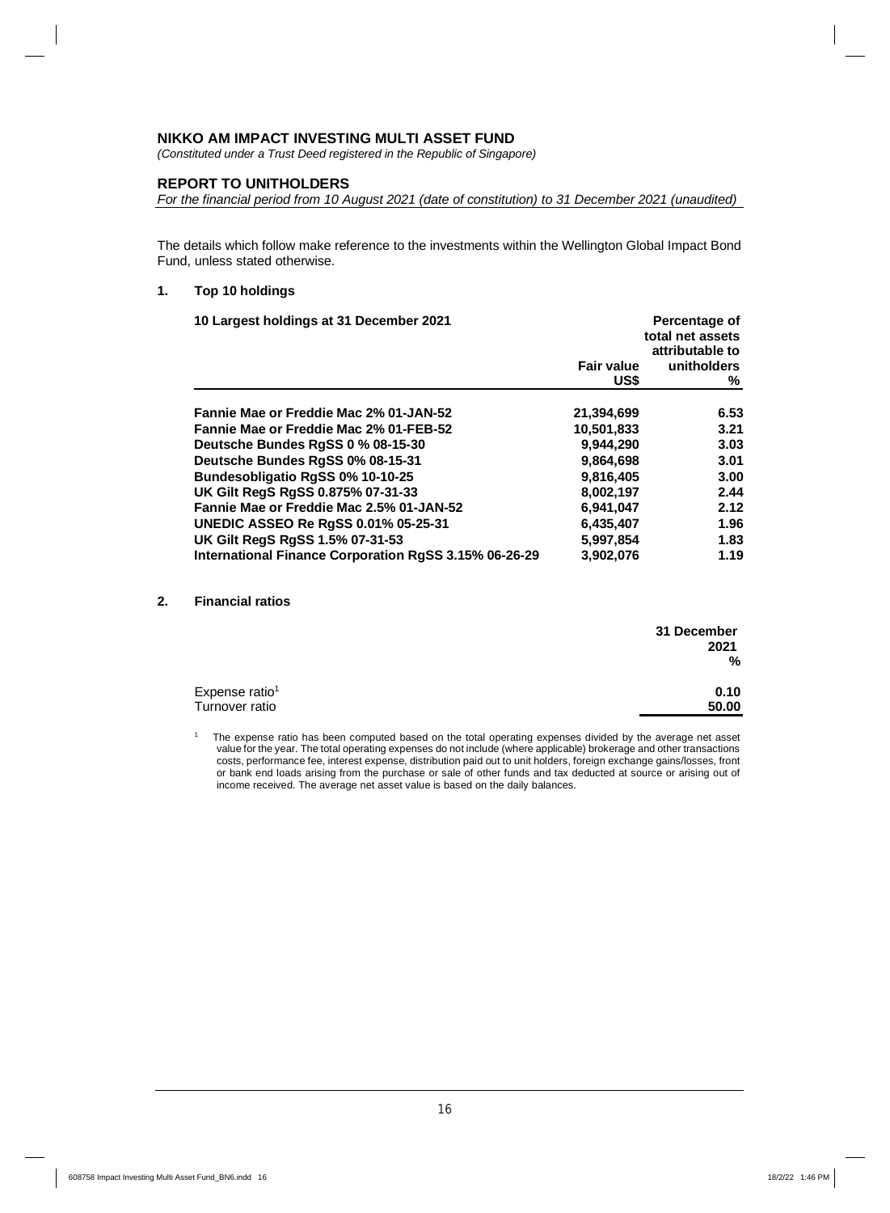# NIKKO AM IMPACT INVESTING MULTI ASSET FUND

*(Constituted under a Trust Deed registered in the Republic of Singapore)*

## REPORT TO UNITHOLDERS

*For the financial period from 10 August 2021 (date of constitution) to 31 December 2021 (unaudited)*

The details which follow make reference to the investments within the Wellington Global Impact Bond Fund, unless stated otherwise.

**1. Top 10 holdings**

| 10 Largest holdings at 31 December 2021 | Fair value US$ | Percentage of total net assets attributable to unitholders % |
|---|---|---|
| **Fannie Mae or Freddie Mac 2% 01-JAN-52** | **21,394,699** | **6.53** |
| **Fannie Mae or Freddie Mac 2% 01-FEB-52** | **10,501,833** | **3.21** |
| **Deutsche Bundes RgSS 0 % 08-15-30** | **9,944,290** | **3.03** |
| **Deutsche Bundes RgSS 0% 08-15-31** | **9,864,698** | **3.01** |
| **Bundesobligatio RgSS 0% 10-10-25** | **9,816,405** | **3.00** |
| **UK Gilt RegS RgSS 0.875% 07-31-33** | **8,002,197** | **2.44** |
| **Fannie Mae or Freddie Mac 2.5% 01-JAN-52** | **6,941,047** | **2.12** |
| **UNEDIC ASSEO Re RgSS 0.01% 05-25-31** | **6,435,407** | **1.96** |
| **UK Gilt RegS RgSS 1.5% 07-31-53** | **5,997,854** | **1.83** |
| **International Finance Corporation RgSS 3.15% 06-26-29** | **3,902,076** | **1.19** |

**2. Financial ratios**

| | 31 December 2021 % |
|---|---|
| Expense ratio[1] | **0.10** |
| Turnover ratio | **50.00** |

[1] The expense ratio has been computed based on the total operating expenses divided by the average net asset value for the year. The total operating expenses do not include (where applicable) brokerage and other transactions costs, performance fee, interest expense, distribution paid out to unit holders, foreign exchange gains/losses, front or bank end loads arising from the purchase or sale of other funds and tax deducted at source or arising out of income received. The average net asset value is based on the daily balances.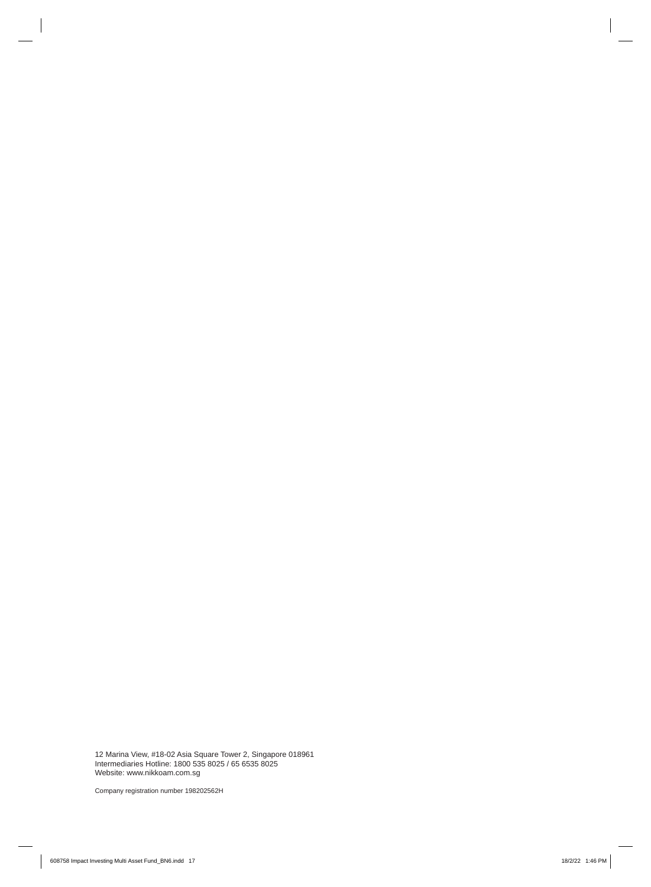12 Marina View, #18-02 Asia Square Tower 2, Singapore 018961
Intermediaries Hotline: 1800 535 8025 / 65 6535 8025
Website: www.nikkoam.com.sg

Company registration number 198202562H